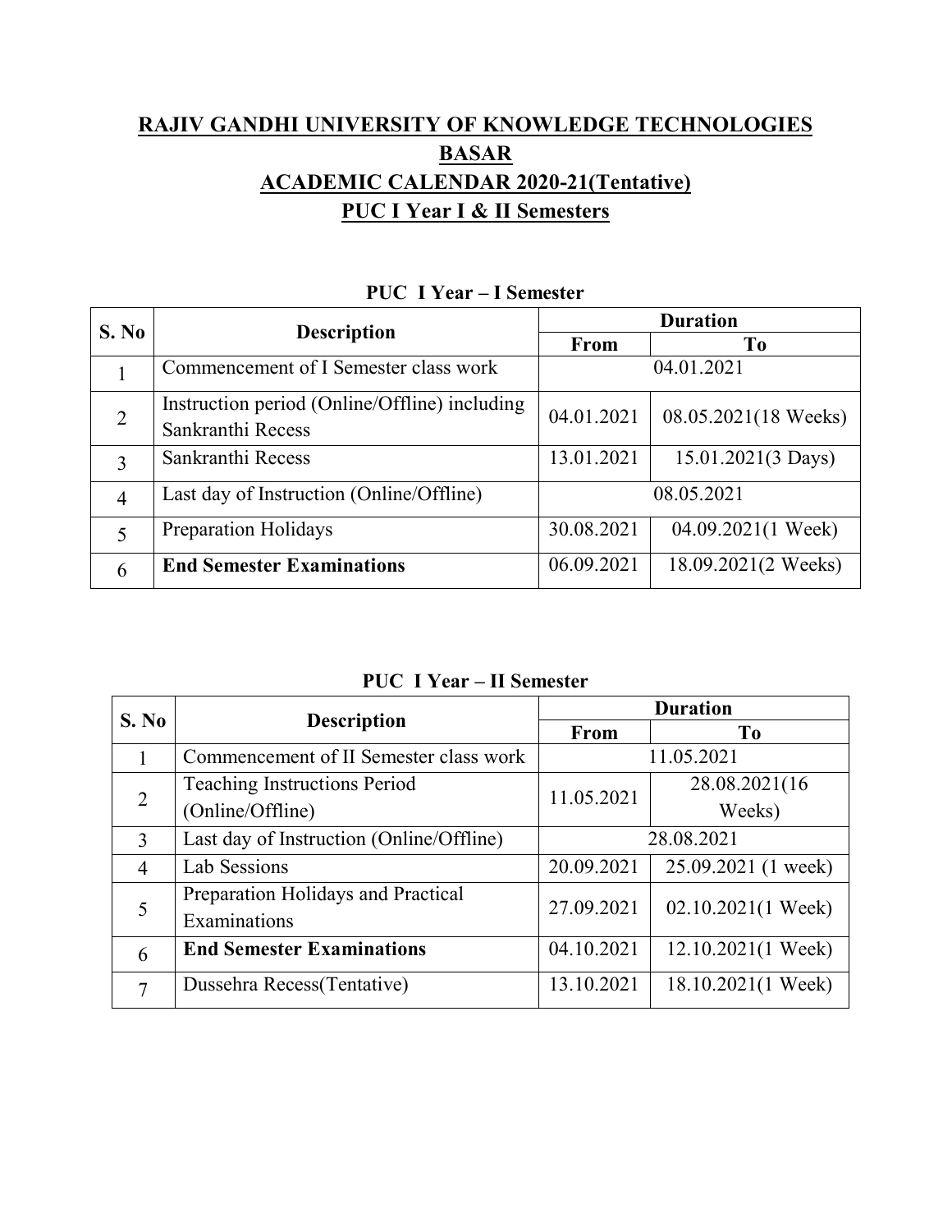# RAJIV GANDHI UNIVERSITY OF KNOWLEDGE TECHNOLOGIES

# BASAR

## ACADEMIC CALENDAR 2020-21(Tentative)

## PUC I Year I & II Semesters

### PUC I Year – I Semester

| S. No | Description | Duration | |
|---|---|---|---|
| | | From | To |
| 1 | Commencement of I Semester class work | 04.01.2021 | |
| 2 | Instruction period (Online/Offline) including Sankranthi Recess | 04.01.2021 | 08.05.2021(18 Weeks) |
| 3 | Sankranthi Recess | 13.01.2021 | 15.01.2021(3 Days) |
| 4 | Last day of Instruction (Online/Offline) | 08.05.2021 | |
| 5 | Preparation Holidays | 30.08.2021 | 04.09.2021(1 Week) |
| 6 | **End Semester Examinations** | 06.09.2021 | 18.09.2021(2 Weeks) |

### PUC I Year – II Semester

| S. No | Description | Duration | |
|---|---|---|---|
| | | From | To |
| 1 | Commencement of II Semester class work | 11.05.2021 | |
| 2 | Teaching Instructions Period (Online/Offline) | 11.05.2021 | 28.08.2021(16 Weeks) |
| 3 | Last day of Instruction (Online/Offline) | 28.08.2021 | |
| 4 | Lab Sessions | 20.09.2021 | 25.09.2021 (1 week) |
| 5 | Preparation Holidays and Practical Examinations | 27.09.2021 | 02.10.2021(1 Week) |
| 6 | **End Semester Examinations** | 04.10.2021 | 12.10.2021(1 Week) |
| 7 | Dussehra Recess(Tentative) | 13.10.2021 | 18.10.2021(1 Week) |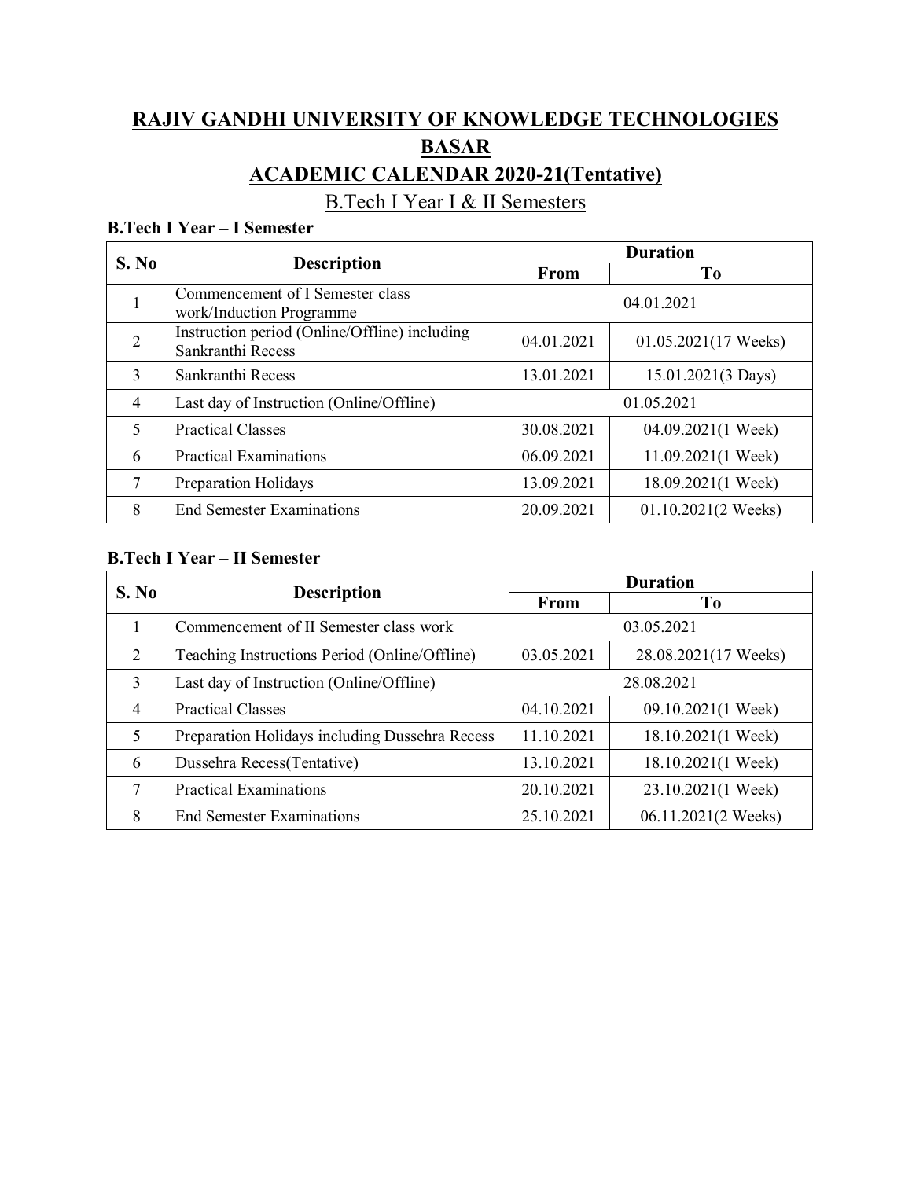# RAJIV GANDHI UNIVERSITY OF KNOWLEDGE TECHNOLOGIES BASAR

## ACADEMIC CALENDAR 2020-21(Tentative)

### B.Tech I Year I & II Semesters

**B.Tech I Year – I Semester**

| S. No | Description | Duration | |
|---|---|---|---|
| | | From | To |
| 1 | Commencement of I Semester class work/Induction Programme | 04.01.2021 | |
| 2 | Instruction period (Online/Offline) including Sankranthi Recess | 04.01.2021 | 01.05.2021(17 Weeks) |
| 3 | Sankranthi Recess | 13.01.2021 | 15.01.2021(3 Days) |
| 4 | Last day of Instruction (Online/Offline) | 01.05.2021 | |
| 5 | Practical Classes | 30.08.2021 | 04.09.2021(1 Week) |
| 6 | Practical Examinations | 06.09.2021 | 11.09.2021(1 Week) |
| 7 | Preparation Holidays | 13.09.2021 | 18.09.2021(1 Week) |
| 8 | End Semester Examinations | 20.09.2021 | 01.10.2021(2 Weeks) |

**B.Tech I Year – II Semester**

| S. No | Description | Duration | |
|---|---|---|---|
| | | From | To |
| 1 | Commencement of II Semester class work | 03.05.2021 | |
| 2 | Teaching Instructions Period (Online/Offline) | 03.05.2021 | 28.08.2021(17 Weeks) |
| 3 | Last day of Instruction (Online/Offline) | 28.08.2021 | |
| 4 | Practical Classes | 04.10.2021 | 09.10.2021(1 Week) |
| 5 | Preparation Holidays including Dussehra Recess | 11.10.2021 | 18.10.2021(1 Week) |
| 6 | Dussehra Recess(Tentative) | 13.10.2021 | 18.10.2021(1 Week) |
| 7 | Practical Examinations | 20.10.2021 | 23.10.2021(1 Week) |
| 8 | End Semester Examinations | 25.10.2021 | 06.11.2021(2 Weeks) |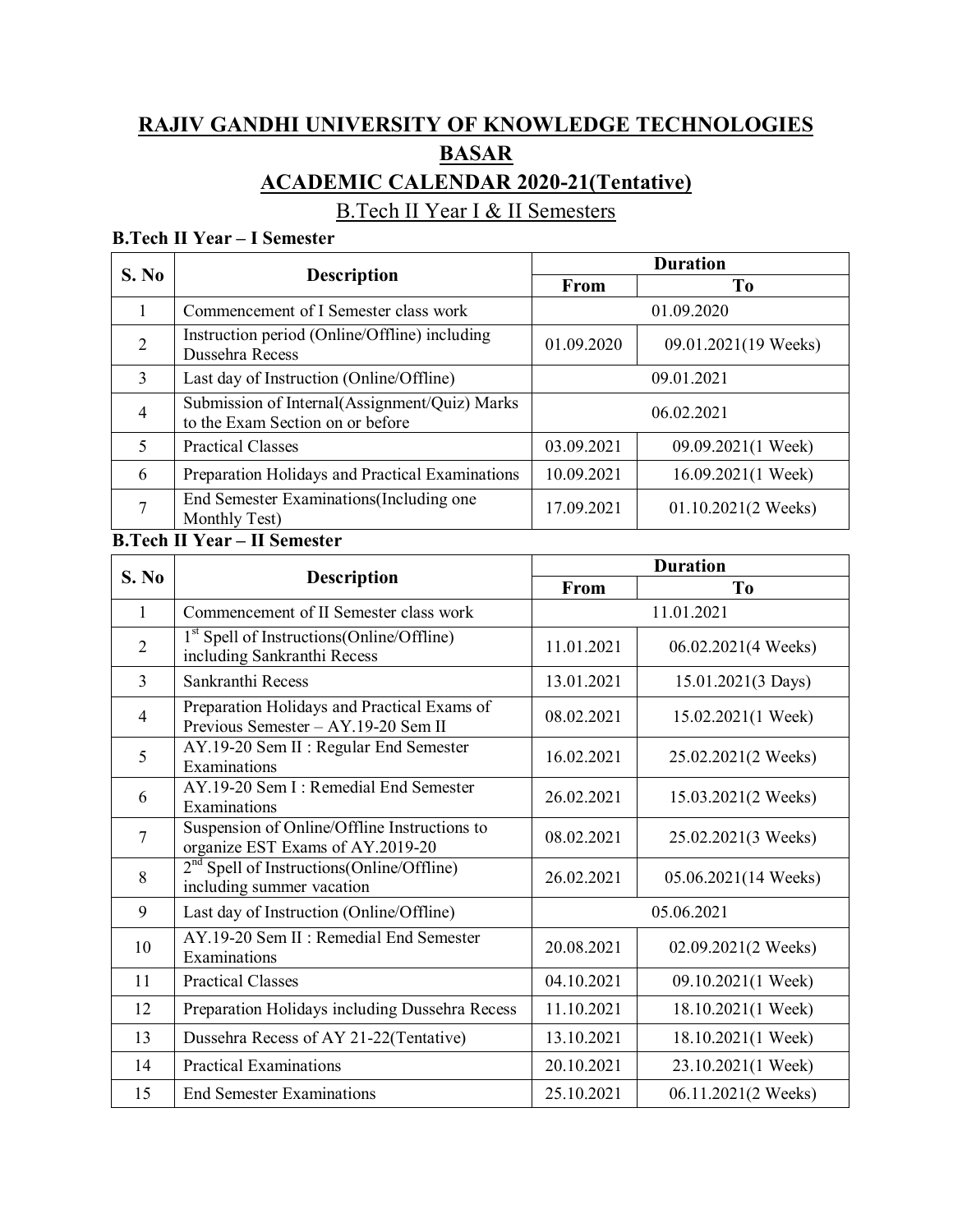# RAJIV GANDHI UNIVERSITY OF KNOWLEDGE TECHNOLOGIES BASAR

## ACADEMIC CALENDAR 2020-21(Tentative)

### B.Tech II Year I & II Semesters

**B.Tech II Year – I Semester**

| S. No | Description | Duration | |
|---|---|---|---|
| | | From | To |
| 1 | Commencement of I Semester class work | 01.09.2020 | |
| 2 | Instruction period (Online/Offline) including Dussehra Recess | 01.09.2020 | 09.01.2021(19 Weeks) |
| 3 | Last day of Instruction (Online/Offline) | 09.01.2021 | |
| 4 | Submission of Internal(Assignment/Quiz) Marks to the Exam Section on or before | 06.02.2021 | |
| 5 | Practical Classes | 03.09.2021 | 09.09.2021(1 Week) |
| 6 | Preparation Holidays and Practical Examinations | 10.09.2021 | 16.09.2021(1 Week) |
| 7 | End Semester Examinations(Including one Monthly Test) | 17.09.2021 | 01.10.2021(2 Weeks) |

**B.Tech II Year – II Semester**

| S. No | Description | Duration | |
|---|---|---|---|
| | | From | To |
| 1 | Commencement of II Semester class work | 11.01.2021 | |
| 2 | 1st Spell of Instructions(Online/Offline) including Sankranthi Recess | 11.01.2021 | 06.02.2021(4 Weeks) |
| 3 | Sankranthi Recess | 13.01.2021 | 15.01.2021(3 Days) |
| 4 | Preparation Holidays and Practical Exams of Previous Semester – AY.19-20 Sem II | 08.02.2021 | 15.02.2021(1 Week) |
| 5 | AY.19-20 Sem II : Regular End Semester Examinations | 16.02.2021 | 25.02.2021(2 Weeks) |
| 6 | AY.19-20 Sem I : Remedial End Semester Examinations | 26.02.2021 | 15.03.2021(2 Weeks) |
| 7 | Suspension of Online/Offline Instructions to organize EST Exams of AY.2019-20 | 08.02.2021 | 25.02.2021(3 Weeks) |
| 8 | 2nd Spell of Instructions(Online/Offline) including summer vacation | 26.02.2021 | 05.06.2021(14 Weeks) |
| 9 | Last day of Instruction (Online/Offline) | 05.06.2021 | |
| 10 | AY.19-20 Sem II : Remedial End Semester Examinations | 20.08.2021 | 02.09.2021(2 Weeks) |
| 11 | Practical Classes | 04.10.2021 | 09.10.2021(1 Week) |
| 12 | Preparation Holidays including Dussehra Recess | 11.10.2021 | 18.10.2021(1 Week) |
| 13 | Dussehra Recess of AY 21-22(Tentative) | 13.10.2021 | 18.10.2021(1 Week) |
| 14 | Practical Examinations | 20.10.2021 | 23.10.2021(1 Week) |
| 15 | End Semester Examinations | 25.10.2021 | 06.11.2021(2 Weeks) |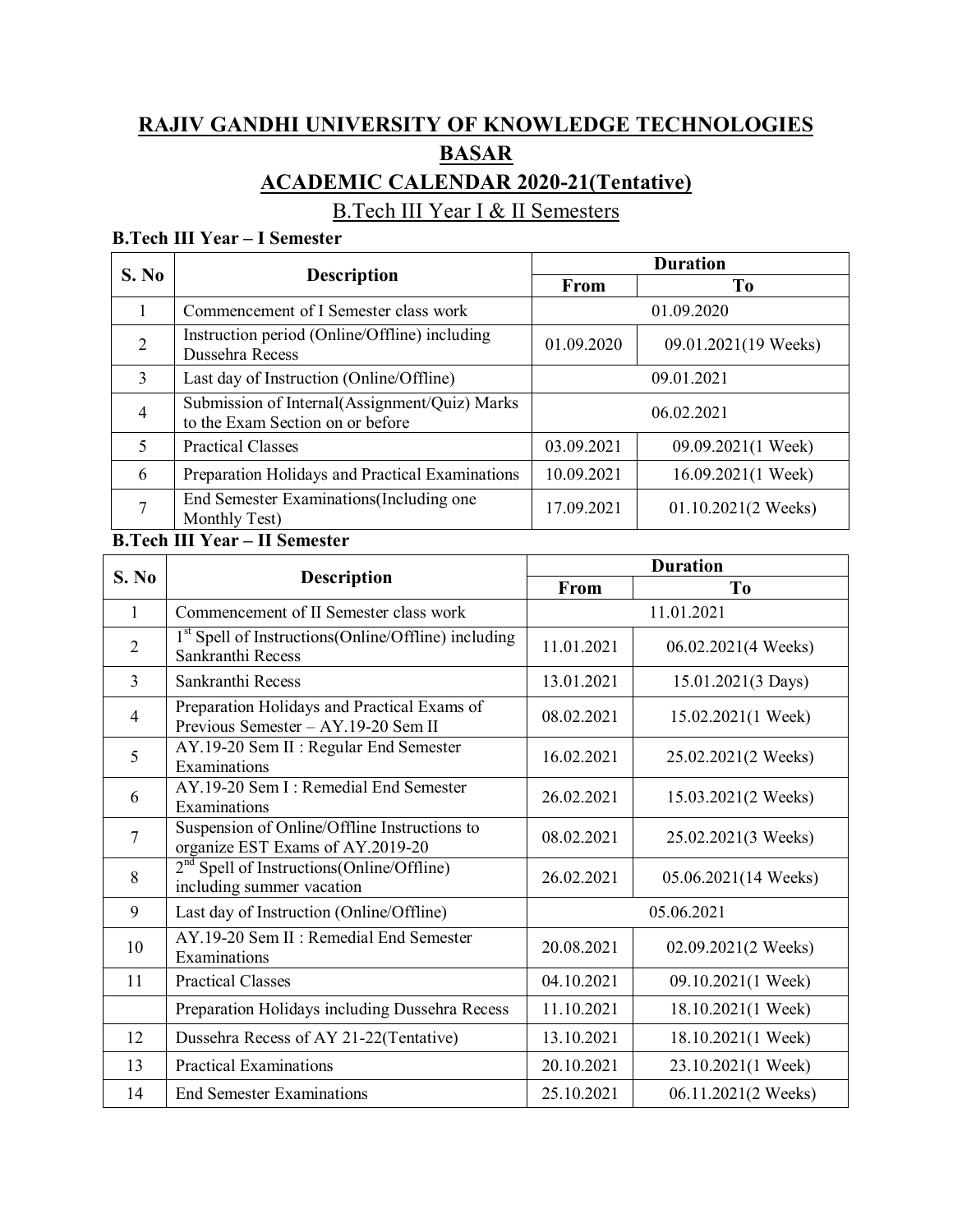# RAJIV GANDHI UNIVERSITY OF KNOWLEDGE TECHNOLOGIES BASAR

## ACADEMIC CALENDAR 2020-21(Tentative)

### B.Tech III Year I & II Semesters

**B.Tech III Year – I Semester**

| S. No | Description | Duration | |
|---|---|---|---|
| | | From | To |
| 1 | Commencement of I Semester class work | 01.09.2020 | |
| 2 | Instruction period (Online/Offline) including Dussehra Recess | 01.09.2020 | 09.01.2021(19 Weeks) |
| 3 | Last day of Instruction (Online/Offline) | 09.01.2021 | |
| 4 | Submission of Internal(Assignment/Quiz) Marks to the Exam Section on or before | 06.02.2021 | |
| 5 | Practical Classes | 03.09.2021 | 09.09.2021(1 Week) |
| 6 | Preparation Holidays and Practical Examinations | 10.09.2021 | 16.09.2021(1 Week) |
| 7 | End Semester Examinations(Including one Monthly Test) | 17.09.2021 | 01.10.2021(2 Weeks) |

**B.Tech III Year – II Semester**

| S. No | Description | Duration | |
|---|---|---|---|
| | | From | To |
| 1 | Commencement of II Semester class work | 11.01.2021 | |
| 2 | 1st Spell of Instructions(Online/Offline) including Sankranthi Recess | 11.01.2021 | 06.02.2021(4 Weeks) |
| 3 | Sankranthi Recess | 13.01.2021 | 15.01.2021(3 Days) |
| 4 | Preparation Holidays and Practical Exams of Previous Semester – AY.19-20 Sem II | 08.02.2021 | 15.02.2021(1 Week) |
| 5 | AY.19-20 Sem II : Regular End Semester Examinations | 16.02.2021 | 25.02.2021(2 Weeks) |
| 6 | AY.19-20 Sem I : Remedial End Semester Examinations | 26.02.2021 | 15.03.2021(2 Weeks) |
| 7 | Suspension of Online/Offline Instructions to organize EST Exams of AY.2019-20 | 08.02.2021 | 25.02.2021(3 Weeks) |
| 8 | 2nd Spell of Instructions(Online/Offline) including summer vacation | 26.02.2021 | 05.06.2021(14 Weeks) |
| 9 | Last day of Instruction (Online/Offline) | 05.06.2021 | |
| 10 | AY.19-20 Sem II : Remedial End Semester Examinations | 20.08.2021 | 02.09.2021(2 Weeks) |
| 11 | Practical Classes | 04.10.2021 | 09.10.2021(1 Week) |
| | Preparation Holidays including Dussehra Recess | 11.10.2021 | 18.10.2021(1 Week) |
| 12 | Dussehra Recess of AY 21-22(Tentative) | 13.10.2021 | 18.10.2021(1 Week) |
| 13 | Practical Examinations | 20.10.2021 | 23.10.2021(1 Week) |
| 14 | End Semester Examinations | 25.10.2021 | 06.11.2021(2 Weeks) |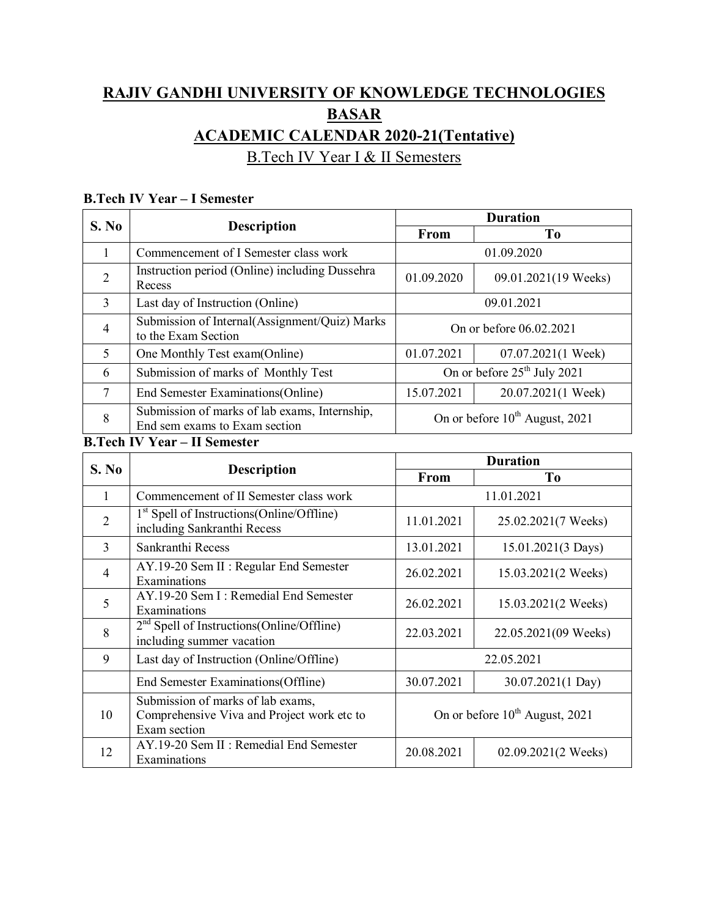# RAJIV GANDHI UNIVERSITY OF KNOWLEDGE TECHNOLOGIES
# BASAR
## ACADEMIC CALENDAR 2020-21(Tentative)
### B.Tech IV Year I & II Semesters

**B.Tech IV Year – I Semester**

| S. No | Description | Duration | |
|---|---|---|---|
| | | From | To |
| 1 | Commencement of I Semester class work | 01.09.2020 | |
| 2 | Instruction period (Online) including Dussehra Recess | 01.09.2020 | 09.01.2021(19 Weeks) |
| 3 | Last day of Instruction (Online) | 09.01.2021 | |
| 4 | Submission of Internal(Assignment/Quiz) Marks to the Exam Section | On or before 06.02.2021 | |
| 5 | One Monthly Test exam(Online) | 01.07.2021 | 07.07.2021(1 Week) |
| 6 | Submission of marks of Monthly Test | On or before 25th July 2021 | |
| 7 | End Semester Examinations(Online) | 15.07.2021 | 20.07.2021(1 Week) |
| 8 | Submission of marks of lab exams, Internship, End sem exams to Exam section | On or before 10th August, 2021 | |

**B.Tech IV Year – II Semester**

| S. No | Description | Duration | |
|---|---|---|---|
| | | From | To |
| 1 | Commencement of II Semester class work | 11.01.2021 | |
| 2 | 1st Spell of Instructions(Online/Offline) including Sankranthi Recess | 11.01.2021 | 25.02.2021(7 Weeks) |
| 3 | Sankranthi Recess | 13.01.2021 | 15.01.2021(3 Days) |
| 4 | AY.19-20 Sem II : Regular End Semester Examinations | 26.02.2021 | 15.03.2021(2 Weeks) |
| 5 | AY.19-20 Sem I : Remedial End Semester Examinations | 26.02.2021 | 15.03.2021(2 Weeks) |
| 8 | 2nd Spell of Instructions(Online/Offline) including summer vacation | 22.03.2021 | 22.05.2021(09 Weeks) |
| 9 | Last day of Instruction (Online/Offline) | 22.05.2021 | |
| | End Semester Examinations(Offline) | 30.07.2021 | 30.07.2021(1 Day) |
| 10 | Submission of marks of lab exams, Comprehensive Viva and Project work etc to Exam section | On or before 10th August, 2021 | |
| 12 | AY.19-20 Sem II : Remedial End Semester Examinations | 20.08.2021 | 02.09.2021(2 Weeks) |